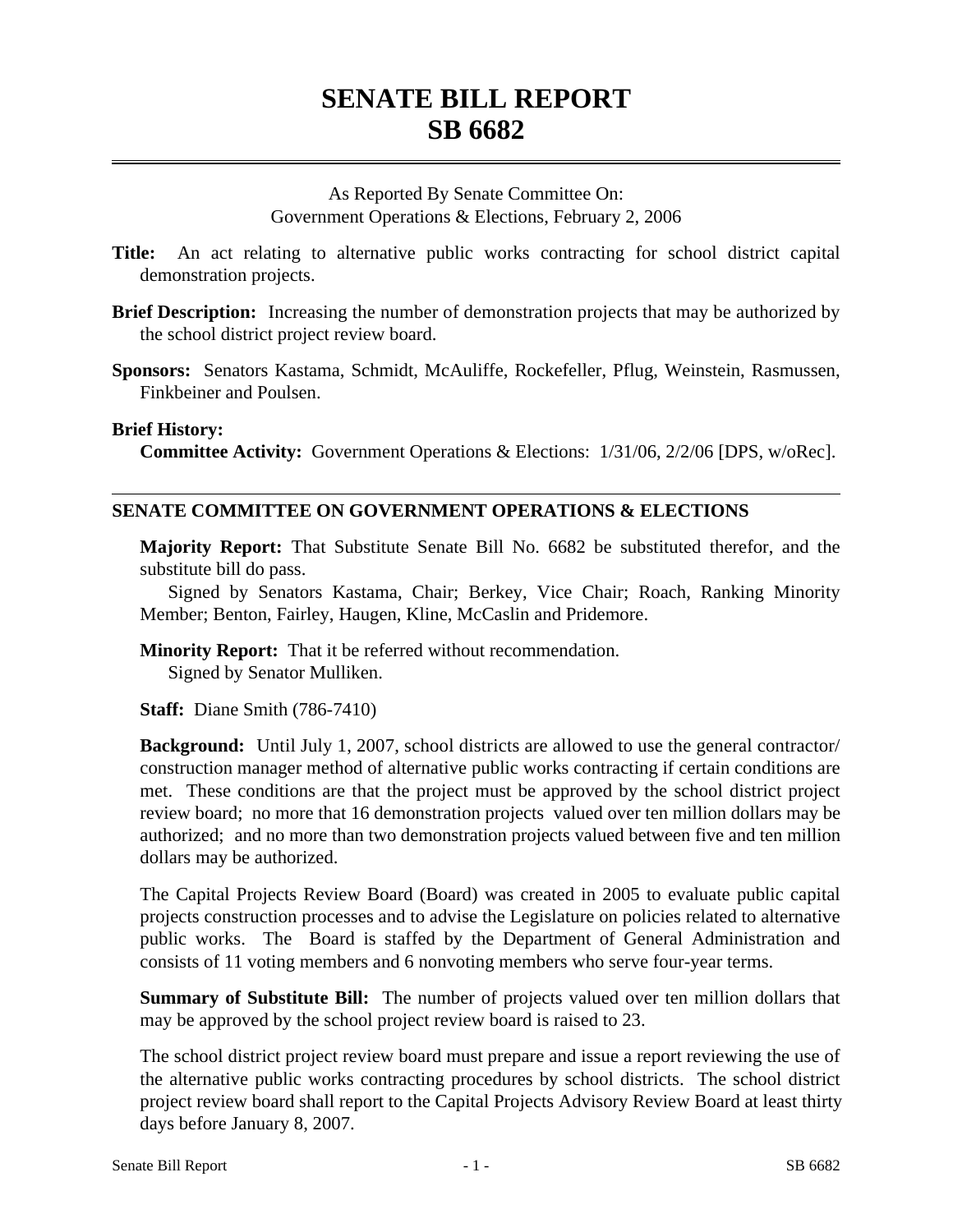# SENATE BILL REPORT
# SB 6682

As Reported By Senate Committee On:
Government Operations & Elections, February 2, 2006

**Title:** An act relating to alternative public works contracting for school district capital demonstration projects.

**Brief Description:** Increasing the number of demonstration projects that may be authorized by the school district project review board.

**Sponsors:** Senators Kastama, Schmidt, McAuliffe, Rockefeller, Pflug, Weinstein, Rasmussen, Finkbeiner and Poulsen.

**Brief History:**

**Committee Activity:** Government Operations & Elections: 1/31/06, 2/2/06 [DPS, w/oRec].

## SENATE COMMITTEE ON GOVERNMENT OPERATIONS & ELECTIONS

**Majority Report:** That Substitute Senate Bill No. 6682 be substituted therefor, and the substitute bill do pass.

Signed by Senators Kastama, Chair; Berkey, Vice Chair; Roach, Ranking Minority Member; Benton, Fairley, Haugen, Kline, McCaslin and Pridemore.

**Minority Report:** That it be referred without recommendation.

Signed by Senator Mulliken.

**Staff:** Diane Smith (786-7410)

**Background:** Until July 1, 2007, school districts are allowed to use the general contractor/ construction manager method of alternative public works contracting if certain conditions are met. These conditions are that the project must be approved by the school district project review board; no more that 16 demonstration projects valued over ten million dollars may be authorized; and no more than two demonstration projects valued between five and ten million dollars may be authorized.

The Capital Projects Review Board (Board) was created in 2005 to evaluate public capital projects construction processes and to advise the Legislature on policies related to alternative public works. The Board is staffed by the Department of General Administration and consists of 11 voting members and 6 nonvoting members who serve four-year terms.

**Summary of Substitute Bill:** The number of projects valued over ten million dollars that may be approved by the school project review board is raised to 23.

The school district project review board must prepare and issue a report reviewing the use of the alternative public works contracting procedures by school districts. The school district project review board shall report to the Capital Projects Advisory Review Board at least thirty days before January 8, 2007.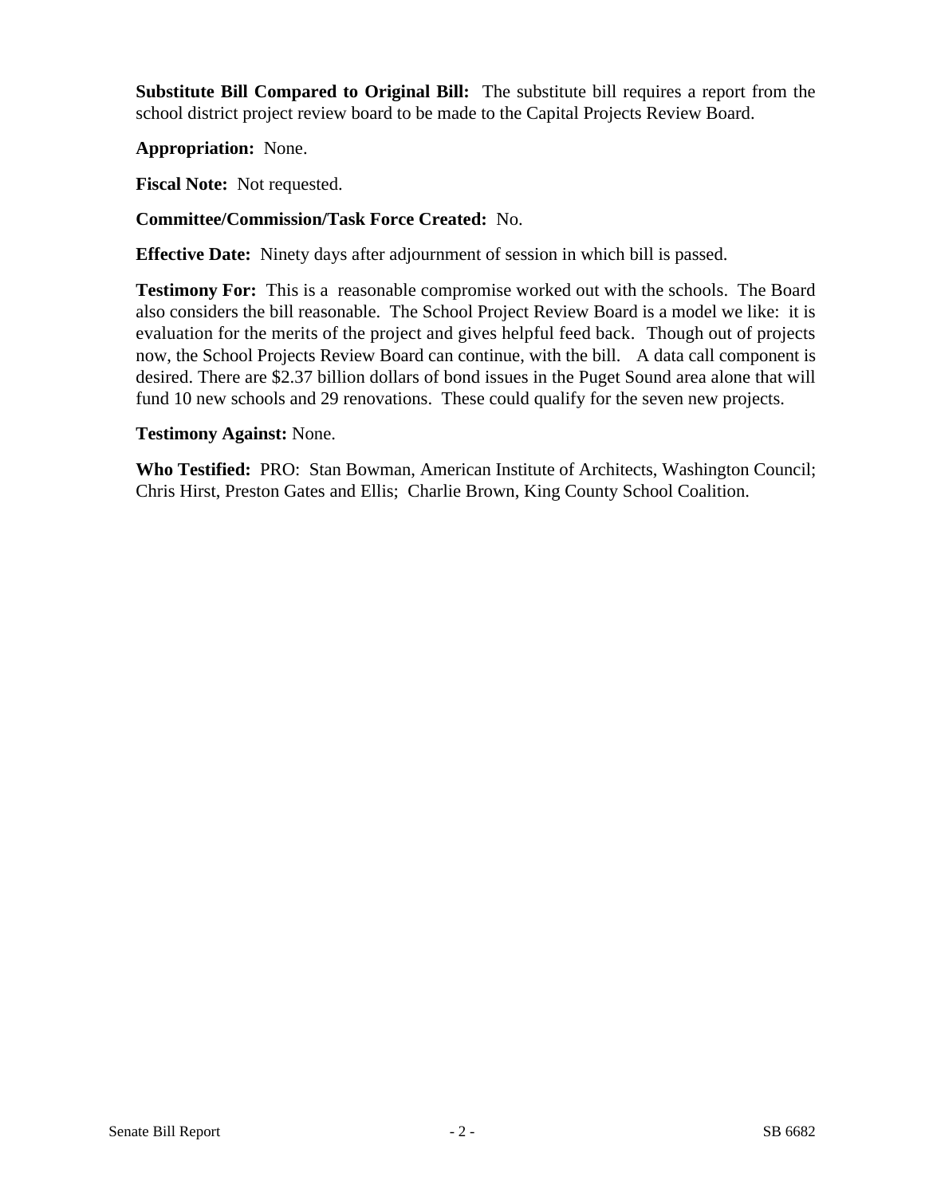**Substitute Bill Compared to Original Bill:** The substitute bill requires a report from the school district project review board to be made to the Capital Projects Review Board.

**Appropriation:** None.

**Fiscal Note:** Not requested.

**Committee/Commission/Task Force Created:** No.

**Effective Date:** Ninety days after adjournment of session in which bill is passed.

**Testimony For:** This is a reasonable compromise worked out with the schools. The Board also considers the bill reasonable. The School Project Review Board is a model we like: it is evaluation for the merits of the project and gives helpful feed back. Though out of projects now, the School Projects Review Board can continue, with the bill. A data call component is desired. There are $2.37 billion dollars of bond issues in the Puget Sound area alone that will fund 10 new schools and 29 renovations. These could qualify for the seven new projects.

**Testimony Against:** None.

**Who Testified:** PRO: Stan Bowman, American Institute of Architects, Washington Council; Chris Hirst, Preston Gates and Ellis; Charlie Brown, King County School Coalition.